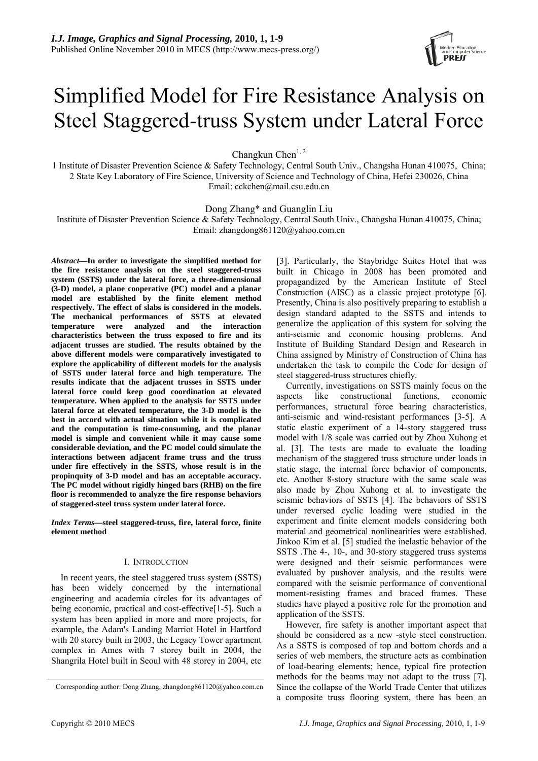# Simplified Model for Fire Resistance Analysis on Steel Staggered-truss System under Lateral Force

Changkun Chen[1, 2]

1 Institute of Disaster Prevention Science & Safety Technology, Central South Univ., Changsha Hunan 410075, China;
2 State Key Laboratory of Fire Science, University of Science and Technology of China, Hefei 230026, China
Email: cckchen@mail.csu.edu.cn

Dong Zhang* and Guanglin Liu

Institute of Disaster Prevention Science & Safety Technology, Central South Univ., Changsha Hunan 410075, China;
Email: zhangdong861120@yahoo.com.cn

***Abstract*—In order to investigate the simplified method for the fire resistance analysis on the steel staggered-truss system (SSTS) under the lateral force, a three-dimensional (3-D) model, a plane cooperative (PC) model and a planar model are established by the finite element method respectively. The effect of slabs is considered in the models. The mechanical performances of SSTS at elevated temperature were analyzed and the interaction characteristics between the truss exposed to fire and its adjacent trusses are studied. The results obtained by the above different models were comparatively investigated to explore the applicability of different models for the analysis of SSTS under lateral force and high temperature. The results indicate that the adjacent trusses in SSTS under lateral force could keep good coordination at elevated temperature. When applied to the analysis for SSTS under lateral force at elevated temperature, the 3-D model is the best in accord with actual situation while it is complicated and the computation is time-consuming, and the planar model is simple and convenient while it may cause some considerable deviation, and the PC model could simulate the interactions between adjacent frame truss and the truss under fire effectively in the SSTS, whose result is in the propinquity of 3-D model and has an acceptable accuracy. The PC model without rigidly hinged bars (RHB) on the fire floor is recommended to analyze the fire response behaviors of staggered-steel truss system under lateral force.**

***Index Terms*—steel staggered-truss, fire, lateral force, finite element method**

## I. Introduction

In recent years, the steel staggered truss system (SSTS) has been widely concerned by the international engineering and academia circles for its advantages of being economic, practical and cost-effective[1-5]. Such a system has been applied in more and more projects, for example, the Adam's Landing Marriot Hotel in Hartford with 20 storey built in 2003, the Legacy Tower apartment complex in Ames with 7 storey built in 2004, the Shangrila Hotel built in Seoul with 48 storey in 2004, etc [3]. Particularly, the Staybridge Suites Hotel that was built in Chicago in 2008 has been promoted and propagandized by the American Institute of Steel Construction (AISC) as a classic project prototype [6]. Presently, China is also positively preparing to establish a design standard adapted to the SSTS and intends to generalize the application of this system for solving the anti-seismic and economic housing problems. And Institute of Building Standard Design and Research in China assigned by Ministry of Construction of China has undertaken the task to compile the Code for design of steel staggered-truss structures chiefly.

Currently, investigations on SSTS mainly focus on the aspects like constructional functions, economic performances, structural force bearing characteristics, anti-seismic and wind-resistant performances [3-5]. A static elastic experiment of a 14-story staggered truss model with 1/8 scale was carried out by Zhou Xuhong et al. [3]. The tests are made to evaluate the loading mechanism of the staggered truss structure under loads in static stage, the internal force behavior of components, etc. Another 8-story structure with the same scale was also made by Zhou Xuhong et al. to investigate the seismic behaviors of SSTS [4]. The behaviors of SSTS under reversed cyclic loading were studied in the experiment and finite element models considering both material and geometrical nonlinearities were established. Jinkoo Kim et al. [5] studied the inelastic behavior of the SSTS .The 4-, 10-, and 30-story staggered truss systems were designed and their seismic performances were evaluated by pushover analysis, and the results were compared with the seismic performance of conventional moment-resisting frames and braced frames. These studies have played a positive role for the promotion and application of the SSTS.

However, fire safety is another important aspect that should be considered as a new -style steel construction. As a SSTS is composed of top and bottom chords and a series of web members, the structure acts as combination of load-bearing elements; hence, typical fire protection methods for the beams may not adapt to the truss [7]. Since the collapse of the World Trade Center that utilizes a composite truss flooring system, there has been an

Corresponding author: Dong Zhang, zhangdong861120@yahoo.com.cn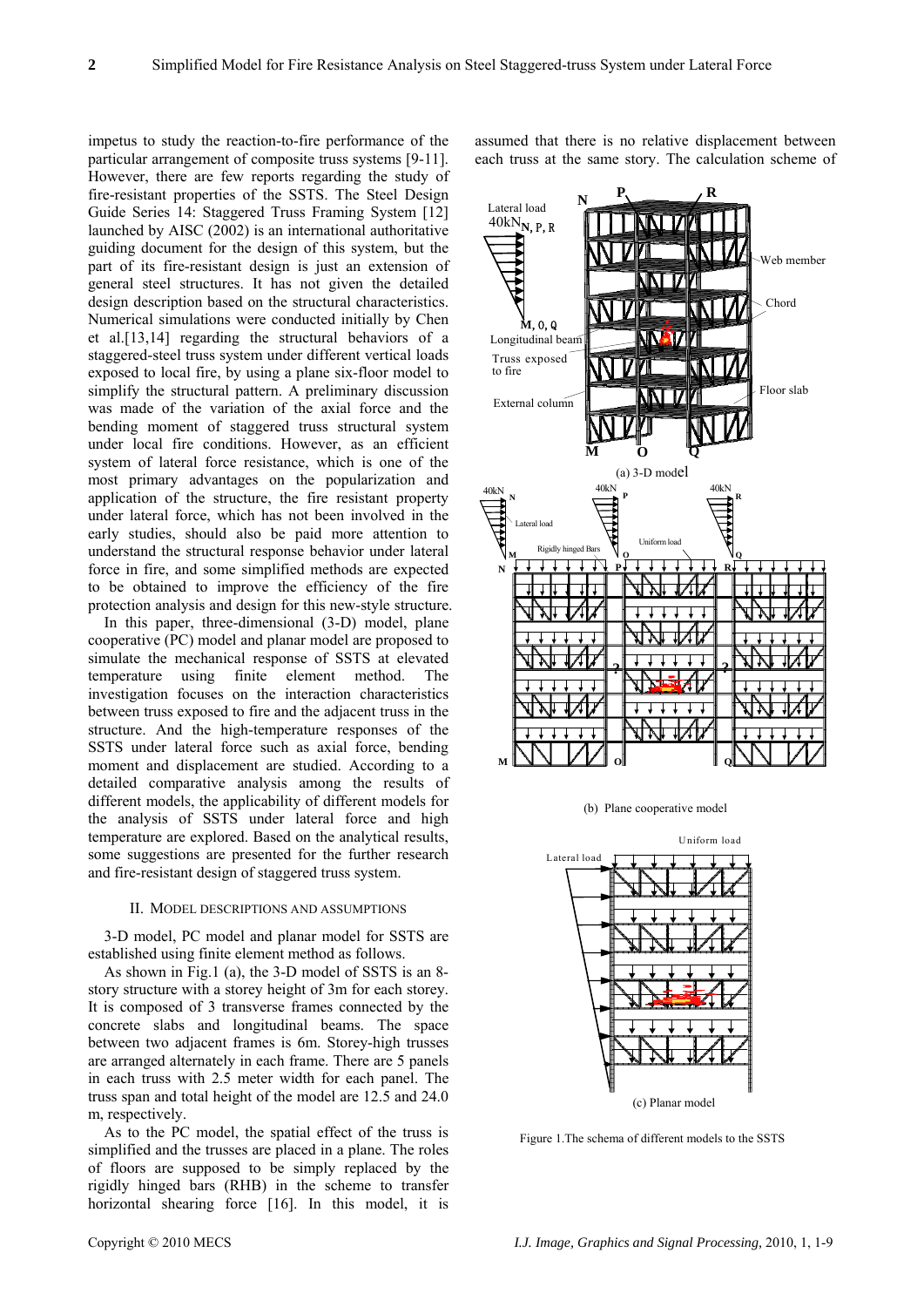impetus to study the reaction-to-fire performance of the particular arrangement of composite truss systems [9-11]. However, there are few reports regarding the study of fire-resistant properties of the SSTS. The Steel Design Guide Series 14: Staggered Truss Framing System [12] launched by AISC (2002) is an international authoritative guiding document for the design of this system, but the part of its fire-resistant design is just an extension of general steel structures. It has not given the detailed design description based on the structural characteristics. Numerical simulations were conducted initially by Chen et al.[13,14] regarding the structural behaviors of a staggered-steel truss system under different vertical loads exposed to local fire, by using a plane six-floor model to simplify the structural pattern. A preliminary discussion was made of the variation of the axial force and the bending moment of staggered truss structural system under local fire conditions. However, as an efficient system of lateral force resistance, which is one of the most primary advantages on the popularization and application of the structure, the fire resistant property under lateral force, which has not been involved in the early studies, should also be paid more attention to understand the structural response behavior under lateral force in fire, and some simplified methods are expected to be obtained to improve the efficiency of the fire protection analysis and design for this new-style structure.

In this paper, three-dimensional (3-D) model, plane cooperative (PC) model and planar model are proposed to simulate the mechanical response of SSTS at elevated temperature using finite element method. The investigation focuses on the interaction characteristics between truss exposed to fire and the adjacent truss in the structure. And the high-temperature responses of the SSTS under lateral force such as axial force, bending moment and displacement are studied. According to a detailed comparative analysis among the results of different models, the applicability of different models for the analysis of SSTS under lateral force and high temperature are explored. Based on the analytical results, some suggestions are presented for the further research and fire-resistant design of staggered truss system.

## II. Model descriptions and assumptions

3-D model, PC model and planar model for SSTS are established using finite element method as follows.

As shown in Fig.1 (a), the 3-D model of SSTS is an 8-story structure with a storey height of 3m for each storey. It is composed of 3 transverse frames connected by the concrete slabs and longitudinal beams. The space between two adjacent frames is 6m. Storey-high trusses are arranged alternately in each frame. There are 5 panels in each truss with 2.5 meter width for each panel. The truss span and total height of the model are 12.5 and 24.0 m, respectively.

As to the PC model, the spatial effect of the truss is simplified and the trusses are placed in a plane. The roles of floors are supposed to be simply replaced by the rigidly hinged bars (RHB) in the scheme to transfer horizontal shearing force [16]. In this model, it is assumed that there is no relative displacement between each truss at the same story. The calculation scheme of

(a) 3-D model

(b) Plane cooperative model

(c) Planar model

Figure 1.The schema of different models to the SSTS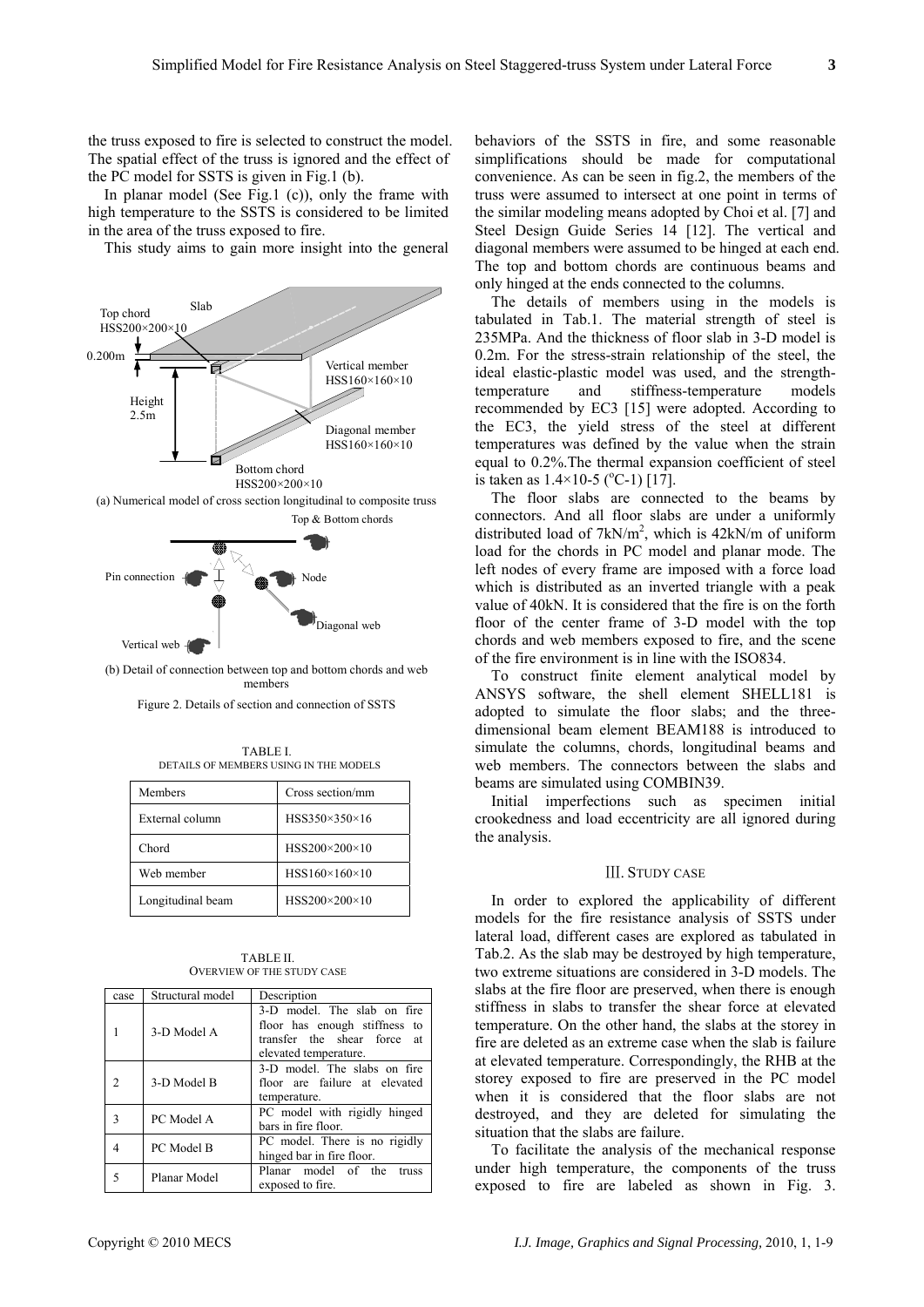the truss exposed to fire is selected to construct the model. The spatial effect of the truss is ignored and the effect of the PC model for SSTS is given in Fig.1 (b).

In planar model (See Fig.1 (c)), only the frame with high temperature to the SSTS is considered to be limited in the area of the truss exposed to fire.

This study aims to gain more insight into the general behaviors of the SSTS in fire, and some reasonable simplifications should be made for computational convenience. As can be seen in fig.2, the members of the truss were assumed to intersect at one point in terms of the similar modeling means adopted by Choi et al. [7] and Steel Design Guide Series 14 [12]. The vertical and diagonal members were assumed to be hinged at each end. The top and bottom chords are continuous beams and only hinged at the ends connected to the columns.

(a) Numerical model of cross section longitudinal to composite truss

(b) Detail of connection between top and bottom chords and web members

Figure 2. Details of section and connection of SSTS

TABLE I.
DETAILS OF MEMBERS USING IN THE MODELS

| Members | Cross section/mm |
|---|---|
| External column | HSS350×350×16 |
| Chord | HSS200×200×10 |
| Web member | HSS160×160×10 |
| Longitudinal beam | HSS200×200×10 |

TABLE II.
OVERVIEW OF THE STUDY CASE

| case | Structural model | Description |
|---|---|---|
| 1 | 3-D Model A | 3-D model. The slab on fire floor has enough stiffness to transfer the shear force at elevated temperature. |
| 2 | 3-D Model B | 3-D model. The slabs on fire floor are failure at elevated temperature. |
| 3 | PC Model A | PC model with rigidly hinged bars in fire floor. |
| 4 | PC Model B | PC model. There is no rigidly hinged bar in fire floor. |
| 5 | Planar Model | Planar model of the truss exposed to fire. |

The details of members using in the models is tabulated in Tab.1. The material strength of steel is 235MPa. And the thickness of floor slab in 3-D model is 0.2m. For the stress-strain relationship of the steel, the ideal elastic-plastic model was used, and the strength-temperature and stiffness-temperature models recommended by EC3 [15] were adopted. According to the EC3, the yield stress of the steel at different temperatures was defined by the value when the strain equal to 0.2%.The thermal expansion coefficient of steel is taken as $1.4\times10^{-5}$ ($^{o}$C-1) [17].

The floor slabs are connected to the beams by connectors. And all floor slabs are under a uniformly distributed load of 7kN/m$^2$, which is 42kN/m of uniform load for the chords in PC model and planar mode. The left nodes of every frame are imposed with a force load which is distributed as an inverted triangle with a peak value of 40kN. It is considered that the fire is on the forth floor of the center frame of 3-D model with the top chords and web members exposed to fire, and the scene of the fire environment is in line with the ISO834.

To construct finite element analytical model by ANSYS software, the shell element SHELL181 is adopted to simulate the floor slabs; and the three-dimensional beam element BEAM188 is introduced to simulate the columns, chords, longitudinal beams and web members. The connectors between the slabs and beams are simulated using COMBIN39.

Initial imperfections such as specimen initial crookedness and load eccentricity are all ignored during the analysis.

## III. STUDY CASE

In order to explored the applicability of different models for the fire resistance analysis of SSTS under lateral load, different cases are explored as tabulated in Tab.2. As the slab may be destroyed by high temperature, two extreme situations are considered in 3-D models. The slabs at the fire floor are preserved, when there is enough stiffness in slabs to transfer the shear force at elevated temperature. On the other hand, the slabs at the storey in fire are deleted as an extreme case when the slab is failure at elevated temperature. Correspondingly, the RHB at the storey exposed to fire are preserved in the PC model when it is considered that the floor slabs are not destroyed, and they are deleted for simulating the situation that the slabs are failure.

To facilitate the analysis of the mechanical response under high temperature, the components of the truss exposed to fire are labeled as shown in Fig. 3.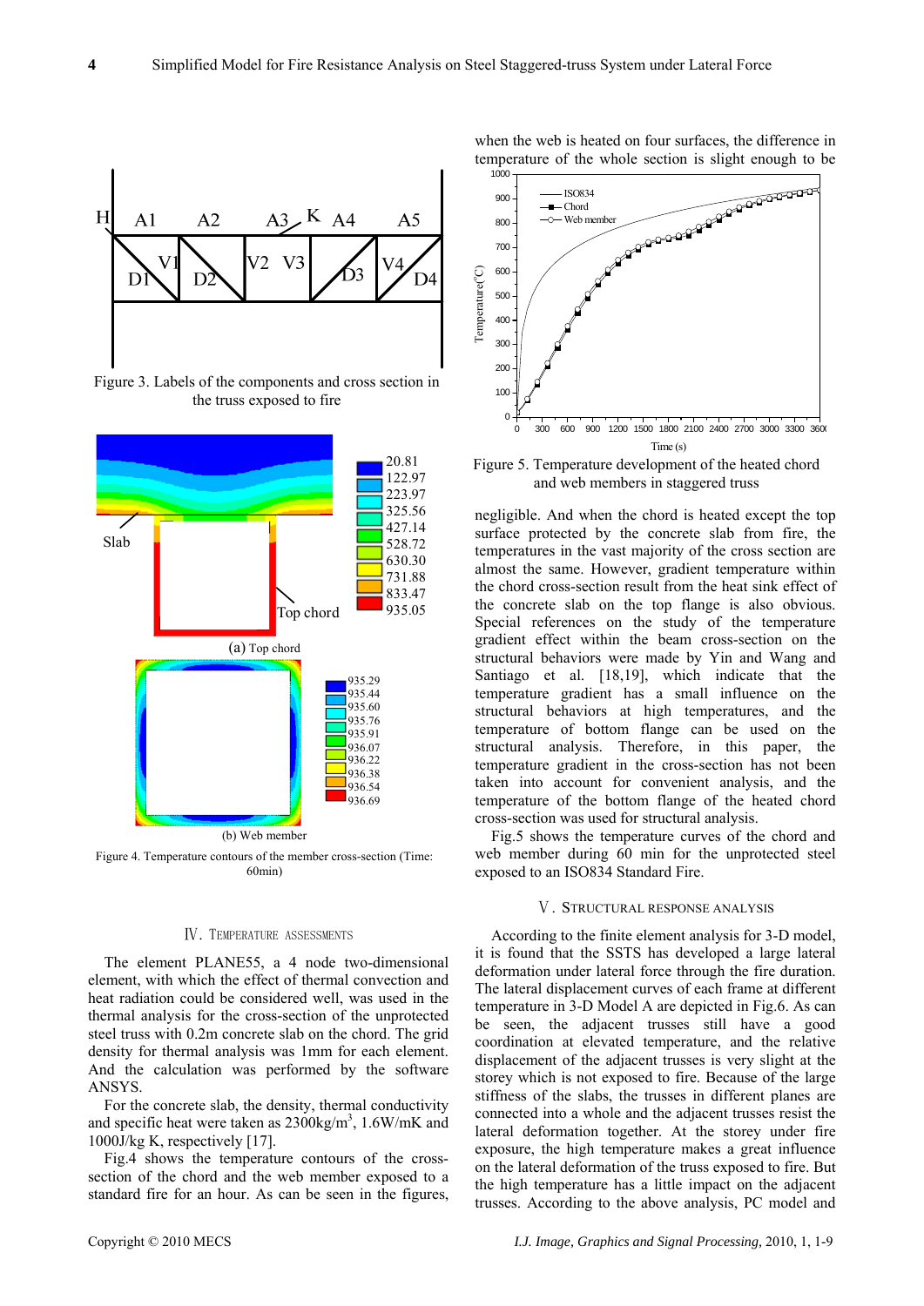Figure 3. Labels of the components and cross section in the truss exposed to fire

(a) Top chord

(b) Web member

Figure 4. Temperature contours of the member cross-section (Time: 60min)

## Ⅳ. TEMPERATURE ASSESSMENTS

The element PLANE55, a 4 node two-dimensional element, with which the effect of thermal convection and heat radiation could be considered well, was used in the thermal analysis for the cross-section of the unprotected steel truss with 0.2m concrete slab on the chord. The grid density for thermal analysis was 1mm for each element. And the calculation was performed by the software ANSYS.

For the concrete slab, the density, thermal conductivity and specific heat were taken as 2300kg/m$^3$, 1.6W/mK and 1000J/kg K, respectively [17].

Fig.4 shows the temperature contours of the cross-section of the chord and the web member exposed to a standard fire for an hour. As can be seen in the figures, when the web is heated on four surfaces, the difference in temperature of the whole section is slight enough to be negligible. And when the chord is heated except the top surface protected by the concrete slab from fire, the temperatures in the vast majority of the cross section are almost the same. However, gradient temperature within the chord cross-section result from the heat sink effect of the concrete slab on the top flange is also obvious. Special references on the study of the temperature gradient effect within the beam cross-section on the structural behaviors were made by Yin and Wang and Santiago et al. [18,19], which indicate that the temperature gradient has a small influence on the structural behaviors at high temperatures, and the temperature of bottom flange can be used on the structural analysis. Therefore, in this paper, the temperature gradient in the cross-section has not been taken into account for convenient analysis, and the temperature of the bottom flange of the heated chord cross-section was used for structural analysis.

Figure 5. Temperature development of the heated chord and web members in staggered truss

Fig.5 shows the temperature curves of the chord and web member during 60 min for the unprotected steel exposed to an ISO834 Standard Fire.

## Ⅴ. STRUCTURAL RESPONSE ANALYSIS

According to the finite element analysis for 3-D model, it is found that the SSTS has developed a large lateral deformation under lateral force through the fire duration. The lateral displacement curves of each frame at different temperature in 3-D Model A are depicted in Fig.6. As can be seen, the adjacent trusses still have a good coordination at elevated temperature, and the relative displacement of the adjacent trusses is very slight at the storey which is not exposed to fire. Because of the large stiffness of the slabs, the trusses in different planes are connected into a whole and the adjacent trusses resist the lateral deformation together. At the storey under fire exposure, the high temperature makes a great influence on the lateral deformation of the truss exposed to fire. But the high temperature has a little impact on the adjacent trusses. According to the above analysis, PC model and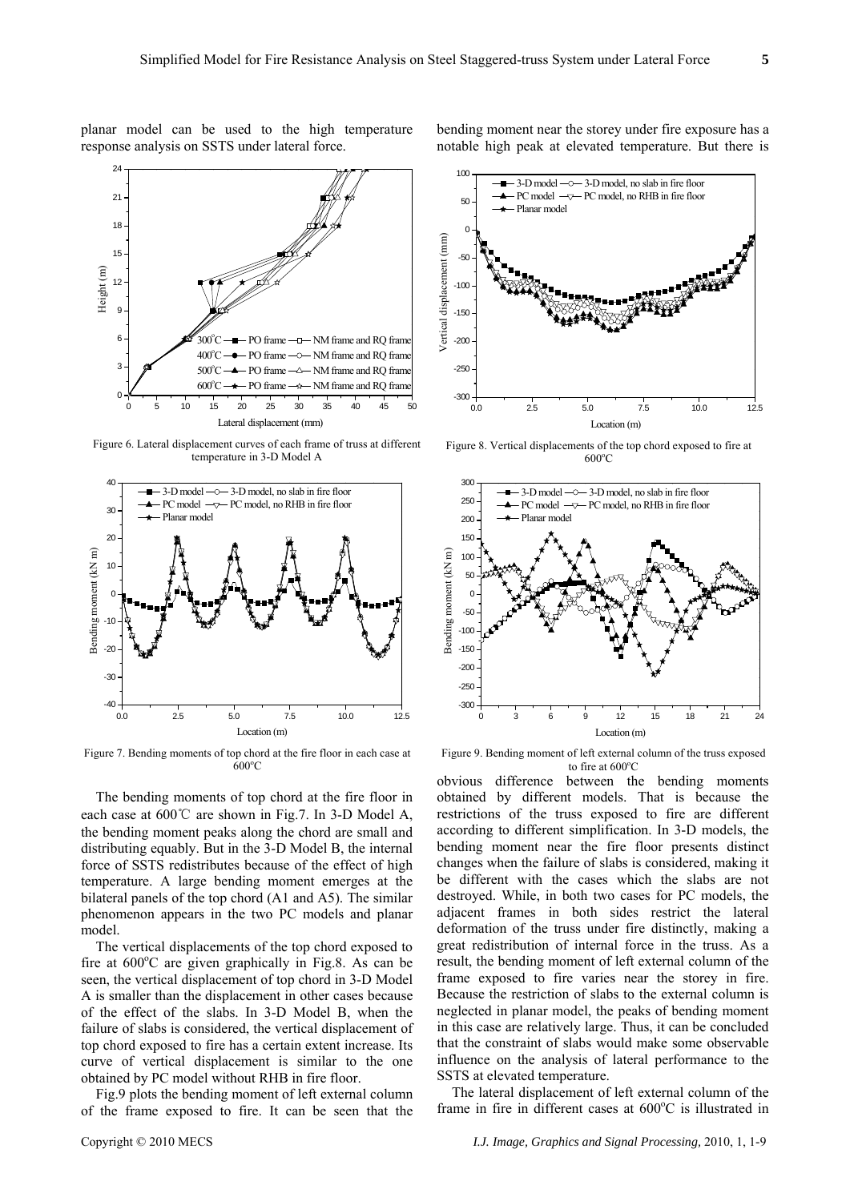planar model can be used to the high temperature response analysis on SSTS under lateral force.

Figure 6. Lateral displacement curves of each frame of truss at different temperature in 3-D Model A

Figure 7. Bending moments of top chord at the fire floor in each case at 600°C

The bending moments of top chord at the fire floor in each case at 600℃ are shown in Fig.7. In 3-D Model A, the bending moment peaks along the chord are small and distributing equably. But in the 3-D Model B, the internal force of SSTS redistributes because of the effect of high temperature. A large bending moment emerges at the bilateral panels of the top chord (A1 and A5). The similar phenomenon appears in the two PC models and planar model.

The vertical displacements of the top chord exposed to fire at 600°C are given graphically in Fig.8. As can be seen, the vertical displacement of top chord in 3-D Model A is smaller than the displacement in other cases because of the effect of the slabs. In 3-D Model B, when the failure of slabs is considered, the vertical displacement of top chord exposed to fire has a certain extent increase. Its curve of vertical displacement is similar to the one obtained by PC model without RHB in fire floor.

Fig.9 plots the bending moment of left external column of the frame exposed to fire. It can be seen that the bending moment near the storey under fire exposure has a notable high peak at elevated temperature. But there is obvious difference between the bending moments obtained by different models. That is because the restrictions of the truss exposed to fire are different according to different simplification. In 3-D models, the bending moment near the fire floor presents distinct changes when the failure of slabs is considered, making it be different with the cases which the slabs are not destroyed. While, in both two cases for PC models, the adjacent frames in both sides restrict the lateral deformation of the truss under fire distinctly, making a great redistribution of internal force in the truss. As a result, the bending moment of left external column of the frame exposed to fire varies near the storey in fire. Because the restriction of slabs to the external column is neglected in planar model, the peaks of bending moment in this case are relatively large. Thus, it can be concluded that the constraint of slabs would make some observable influence on the analysis of lateral performance to the SSTS at elevated temperature.

Figure 8. Vertical displacements of the top chord exposed to fire at 600°C

Figure 9. Bending moment of left external column of the truss exposed to fire at 600°C

The lateral displacement of left external column of the frame in fire in different cases at 600°C is illustrated in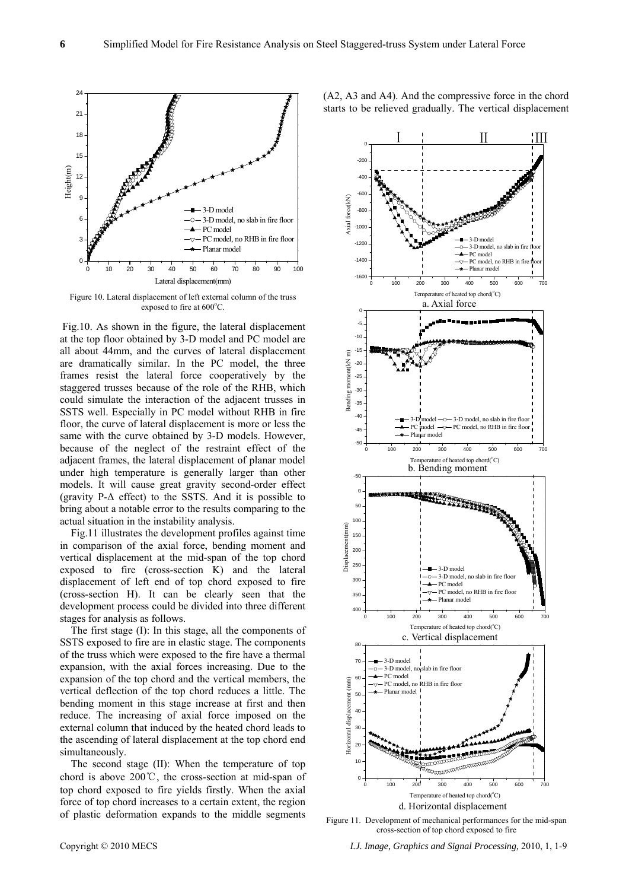Figure 10. Lateral displacement of left external column of the truss exposed to fire at 600°C.

Fig.10. As shown in the figure, the lateral displacement at the top floor obtained by 3-D model and PC model are all about 44mm, and the curves of lateral displacement are dramatically similar. In the PC model, the three frames resist the lateral force cooperatively by the staggered trusses because of the role of the RHB, which could simulate the interaction of the adjacent trusses in SSTS well. Especially in PC model without RHB in fire floor, the curve of lateral displacement is more or less the same with the curve obtained by 3-D models. However, because of the neglect of the restraint effect of the adjacent frames, the lateral displacement of planar model under high temperature is generally larger than other models. It will cause great gravity second-order effect (gravity P-Δ effect) to the SSTS. And it is possible to bring about a notable error to the results comparing to the actual situation in the instability analysis.

Fig.11 illustrates the development profiles against time in comparison of the axial force, bending moment and vertical displacement at the mid-span of the top chord exposed to fire (cross-section K) and the lateral displacement of left end of top chord exposed to fire (cross-section H). It can be clearly seen that the development process could be divided into three different stages for analysis as follows.

The first stage (I): In this stage, all the components of SSTS exposed to fire are in elastic stage. The components of the truss which were exposed to the fire have a thermal expansion, with the axial forces increasing. Due to the expansion of the top chord and the vertical members, the vertical deflection of the top chord reduces a little. The bending moment in this stage increase at first and then reduce. The increasing of axial force imposed on the external column that induced by the heated chord leads to the ascending of lateral displacement at the top chord end simultaneously.

The second stage (II): When the temperature of top chord is above 200℃, the cross-section at mid-span of top chord exposed to fire yields firstly. When the axial force of top chord increases to a certain extent, the region of plastic deformation expands to the middle segments (A2, A3 and A4). And the compressive force in the chord starts to be relieved gradually. The vertical displacement

a. Axial force

b. Bending moment

c. Vertical displacement

d. Horizontal displacement

Figure 11. Development of mechanical performances for the mid-span cross-section of top chord exposed to fire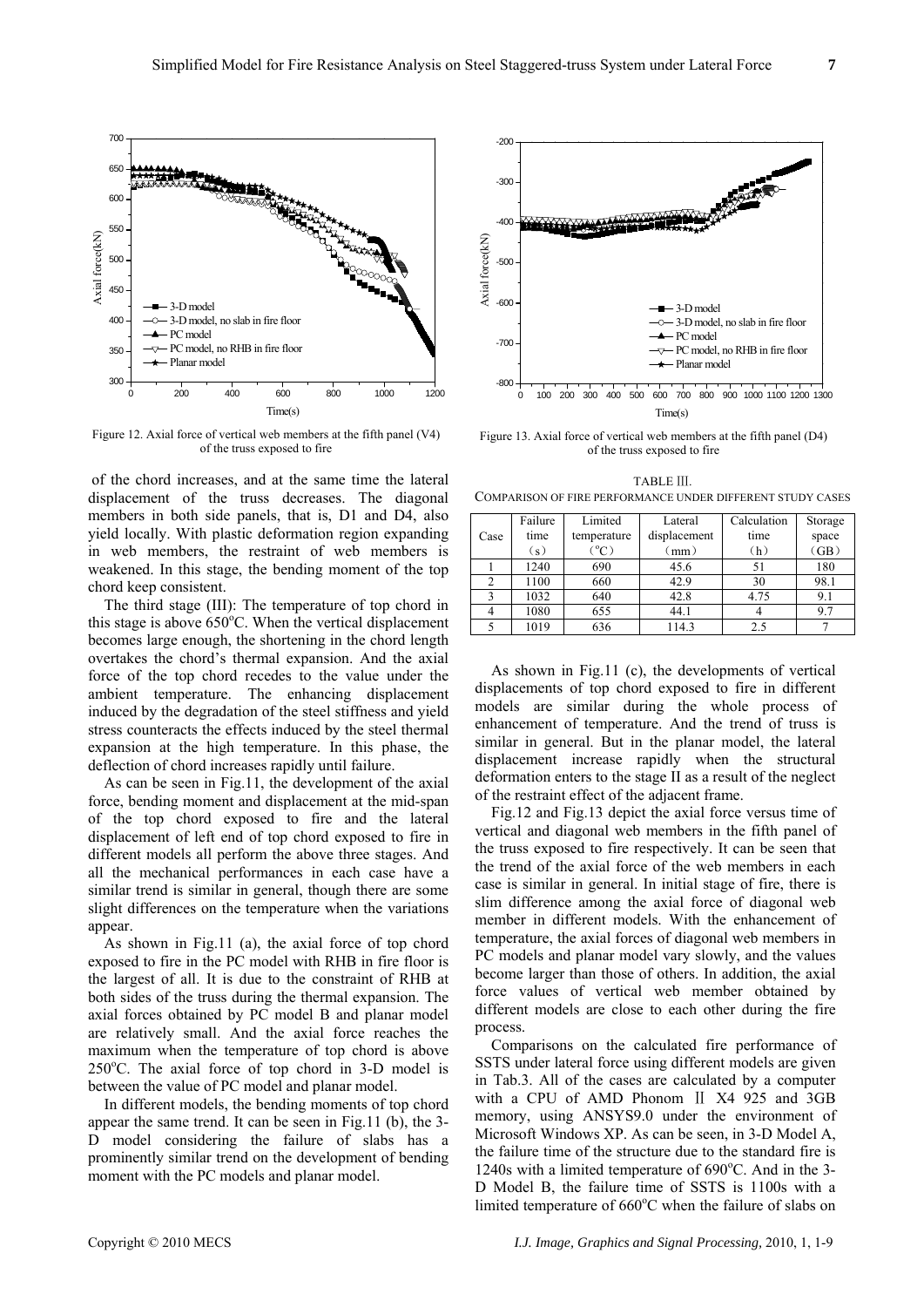Figure 12. Axial force of vertical web members at the fifth panel (V4) of the truss exposed to fire

Figure 13. Axial force of vertical web members at the fifth panel (D4) of the truss exposed to fire

of the chord increases, and at the same time the lateral displacement of the truss decreases. The diagonal members in both side panels, that is, D1 and D4, also yield locally. With plastic deformation region expanding in web members, the restraint of web members is weakened. In this stage, the bending moment of the top chord keep consistent.

The third stage (III): The temperature of top chord in this stage is above 650$^{o}$C. When the vertical displacement becomes large enough, the shortening in the chord length overtakes the chord's thermal expansion. And the axial force of the top chord recedes to the value under the ambient temperature. The enhancing displacement induced by the degradation of the steel stiffness and yield stress counteracts the effects induced by the steel thermal expansion at the high temperature. In this phase, the deflection of chord increases rapidly until failure.

As can be seen in Fig.11, the development of the axial force, bending moment and displacement at the mid-span of the top chord exposed to fire and the lateral displacement of left end of top chord exposed to fire in different models all perform the above three stages. And all the mechanical performances in each case have a similar trend is similar in general, though there are some slight differences on the temperature when the variations appear.

As shown in Fig.11 (a), the axial force of top chord exposed to fire in the PC model with RHB in fire floor is the largest of all. It is due to the constraint of RHB at both sides of the truss during the thermal expansion. The axial forces obtained by PC model B and planar model are relatively small. And the axial force reaches the maximum when the temperature of top chord is above 250$^{o}$C. The axial force of top chord in 3-D model is between the value of PC model and planar model.

In different models, the bending moments of top chord appear the same trend. It can be seen in Fig.11 (b), the 3-D model considering the failure of slabs has a prominently similar trend on the development of bending moment with the PC models and planar model.

TABLE Ⅲ.
COMPARISON OF FIRE PERFORMANCE UNDER DIFFERENT STUDY CASES

| Case | Failure time (s) | Limited temperature (℃) | Lateral displacement (mm) | Calculation time (h) | Storage space (GB) |
|---|---|---|---|---|---|
| 1 | 1240 | 690 | 45.6 | 51 | 180 |
| 2 | 1100 | 660 | 42.9 | 30 | 98.1 |
| 3 | 1032 | 640 | 42.8 | 4.75 | 9.1 |
| 4 | 1080 | 655 | 44.1 | 4 | 9.7 |
| 5 | 1019 | 636 | 114.3 | 2.5 | 7 |

As shown in Fig.11 (c), the developments of vertical displacements of top chord exposed to fire in different models are similar during the whole process of enhancement of temperature. And the trend of truss is similar in general. But in the planar model, the lateral displacement increase rapidly when the structural deformation enters to the stage II as a result of the neglect of the restraint effect of the adjacent frame.

Fig.12 and Fig.13 depict the axial force versus time of vertical and diagonal web members in the fifth panel of the truss exposed to fire respectively. It can be seen that the trend of the axial force of the web members in each case is similar in general. In initial stage of fire, there is slim difference among the axial force of diagonal web member in different models. With the enhancement of temperature, the axial forces of diagonal web members in PC models and planar model vary slowly, and the values become larger than those of others. In addition, the axial force values of vertical web member obtained by different models are close to each other during the fire process.

Comparisons on the calculated fire performance of SSTS under lateral force using different models are given in Tab.3. All of the cases are calculated by a computer with a CPU of AMD Phonom Ⅱ X4 925 and 3GB memory, using ANSYS9.0 under the environment of Microsoft Windows XP. As can be seen, in 3-D Model A, the failure time of the structure due to the standard fire is 1240s with a limited temperature of 690$^{o}$C. And in the 3-D Model B, the failure time of SSTS is 1100s with a limited temperature of 660$^{o}$C when the failure of slabs on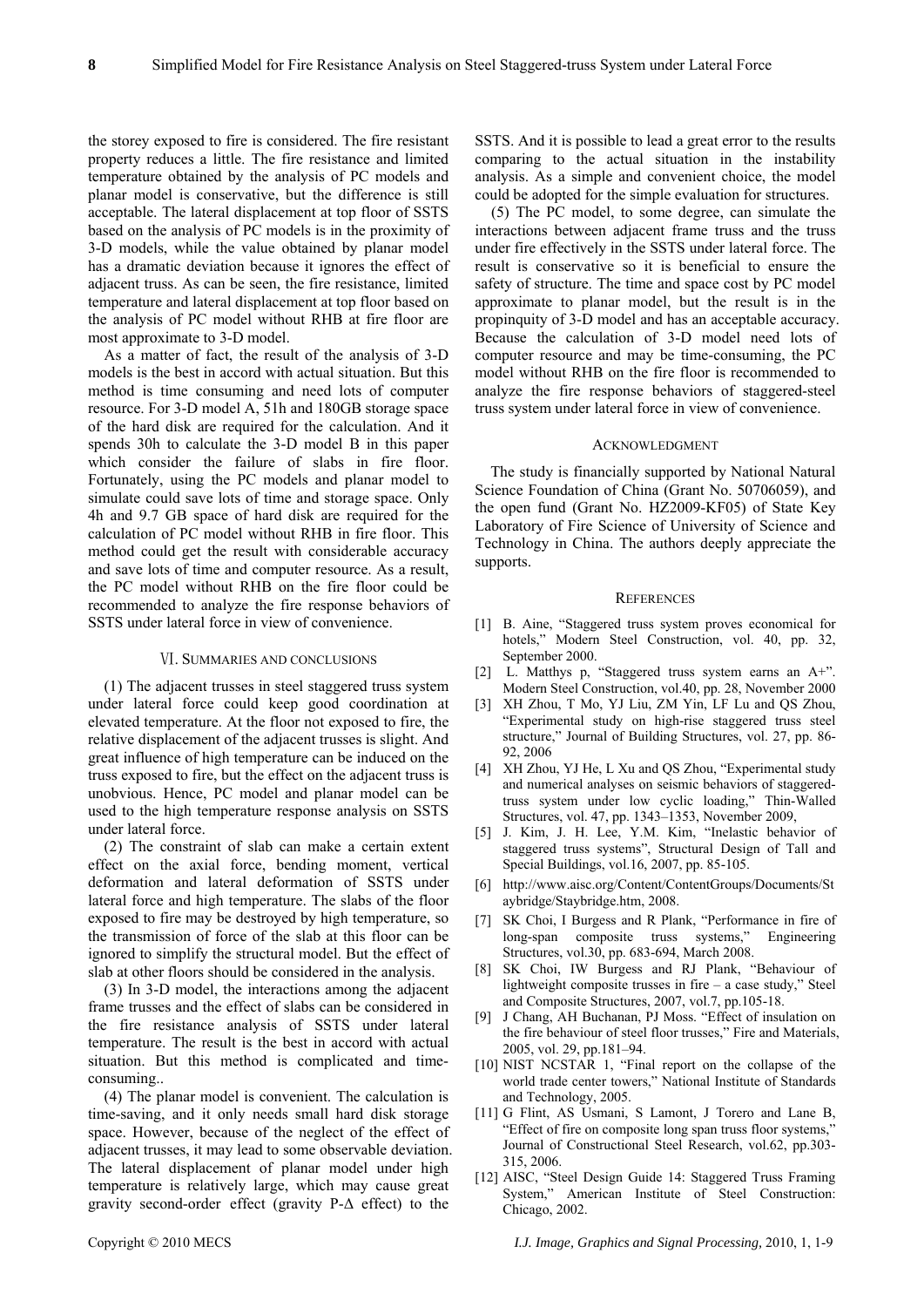the storey exposed to fire is considered. The fire resistant property reduces a little. The fire resistance and limited temperature obtained by the analysis of PC models and planar model is conservative, but the difference is still acceptable. The lateral displacement at top floor of SSTS based on the analysis of PC models is in the proximity of 3-D models, while the value obtained by planar model has a dramatic deviation because it ignores the effect of adjacent truss. As can be seen, the fire resistance, limited temperature and lateral displacement at top floor based on the analysis of PC model without RHB at fire floor are most approximate to 3-D model.

As a matter of fact, the result of the analysis of 3-D models is the best in accord with actual situation. But this method is time consuming and need lots of computer resource. For 3-D model A, 51h and 180GB storage space of the hard disk are required for the calculation. And it spends 30h to calculate the 3-D model B in this paper which consider the failure of slabs in fire floor. Fortunately, using the PC models and planar model to simulate could save lots of time and storage space. Only 4h and 9.7 GB space of hard disk are required for the calculation of PC model without RHB in fire floor. This method could get the result with considerable accuracy and save lots of time and computer resource. As a result, the PC model without RHB on the fire floor could be recommended to analyze the fire response behaviors of SSTS under lateral force in view of convenience.

## VI. Summaries and Conclusions

(1) The adjacent trusses in steel staggered truss system under lateral force could keep good coordination at elevated temperature. At the floor not exposed to fire, the relative displacement of the adjacent trusses is slight. And great influence of high temperature can be induced on the truss exposed to fire, but the effect on the adjacent truss is unobvious. Hence, PC model and planar model can be used to the high temperature response analysis on SSTS under lateral force.

(2) The constraint of slab can make a certain extent effect on the axial force, bending moment, vertical deformation and lateral deformation of SSTS under lateral force and high temperature. The slabs of the floor exposed to fire may be destroyed by high temperature, so the transmission of force of the slab at this floor can be ignored to simplify the structural model. But the effect of slab at other floors should be considered in the analysis.

(3) In 3-D model, the interactions among the adjacent frame trusses and the effect of slabs can be considered in the fire resistance analysis of SSTS under lateral temperature. The result is the best in accord with actual situation. But this method is complicated and time-consuming..

(4) The planar model is convenient. The calculation is time-saving, and it only needs small hard disk storage space. However, because of the neglect of the effect of adjacent trusses, it may lead to some observable deviation. The lateral displacement of planar model under high temperature is relatively large, which may cause great gravity second-order effect (gravity P-$\Delta$ effect) to the SSTS. And it is possible to lead a great error to the results comparing to the actual situation in the instability analysis. As a simple and convenient choice, the model could be adopted for the simple evaluation for structures.

(5) The PC model, to some degree, can simulate the interactions between adjacent frame truss and the truss under fire effectively in the SSTS under lateral force. The result is conservative so it is beneficial to ensure the safety of structure. The time and space cost by PC model approximate to planar model, but the result is in the propinquity of 3-D model and has an acceptable accuracy. Because the calculation of 3-D model need lots of computer resource and may be time-consuming, the PC model without RHB on the fire floor is recommended to analyze the fire response behaviors of staggered-steel truss system under lateral force in view of convenience.

## Acknowledgment

The study is financially supported by National Natural Science Foundation of China (Grant No. 50706059), and the open fund (Grant No. HZ2009-KF05) of State Key Laboratory of Fire Science of University of Science and Technology in China. The authors deeply appreciate the supports.

## References

[1] B. Aine, "Staggered truss system proves economical for hotels," Modern Steel Construction, vol. 40, pp. 32, September 2000.

[2] L. Matthys p, "Staggered truss system earns an A+". Modern Steel Construction, vol.40, pp. 28, November 2000

[3] XH Zhou, T Mo, YJ Liu, ZM Yin, LF Lu and QS Zhou, "Experimental study on high-rise staggered truss steel structure," Journal of Building Structures, vol. 27, pp. 86-92, 2006

[4] XH Zhou, YJ He, L Xu and QS Zhou, "Experimental study and numerical analyses on seismic behaviors of staggered-truss system under low cyclic loading," Thin-Walled Structures, vol. 47, pp. 1343–1353, November 2009,

[5] J. Kim, J. H. Lee, Y.M. Kim, "Inelastic behavior of staggered truss systems", Structural Design of Tall and Special Buildings, vol.16, 2007, pp. 85-105.

[6] http://www.aisc.org/Content/ContentGroups/Documents/Staybridge/Staybridge.htm, 2008.

[7] SK Choi, I Burgess and R Plank, "Performance in fire of long-span composite truss systems," Engineering Structures, vol.30, pp. 683-694, March 2008.

[8] SK Choi, IW Burgess and RJ Plank, "Behaviour of lightweight composite trusses in fire – a case study," Steel and Composite Structures, 2007, vol.7, pp.105-18.

[9] J Chang, AH Buchanan, PJ Moss. "Effect of insulation on the fire behaviour of steel floor trusses," Fire and Materials, 2005, vol. 29, pp.181–94.

[10] NIST NCSTAR 1, "Final report on the collapse of the world trade center towers," National Institute of Standards and Technology, 2005.

[11] G Flint, AS Usmani, S Lamont, J Torero and Lane B, "Effect of fire on composite long span truss floor systems," Journal of Constructional Steel Research, vol.62, pp.303-315, 2006.

[12] AISC, "Steel Design Guide 14: Staggered Truss Framing System," American Institute of Steel Construction: Chicago, 2002.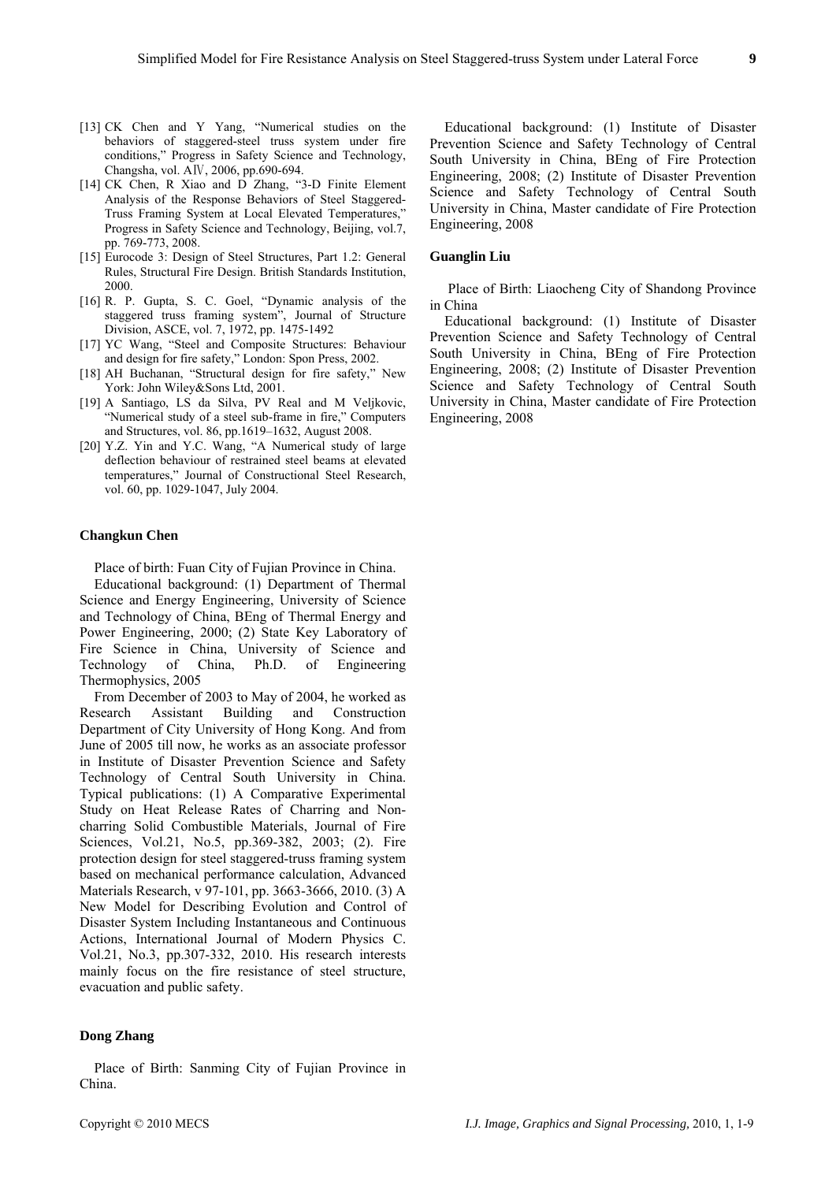[13] CK Chen and Y Yang, "Numerical studies on the behaviors of staggered-steel truss system under fire conditions," Progress in Safety Science and Technology, Changsha, vol. AⅣ, 2006, pp.690-694.

[14] CK Chen, R Xiao and D Zhang, "3-D Finite Element Analysis of the Response Behaviors of Steel Staggered-Truss Framing System at Local Elevated Temperatures," Progress in Safety Science and Technology, Beijing, vol.7, pp. 769-773, 2008.

[15] Eurocode 3: Design of Steel Structures, Part 1.2: General Rules, Structural Fire Design. British Standards Institution, 2000.

[16] R. P. Gupta, S. C. Goel, "Dynamic analysis of the staggered truss framing system", Journal of Structure Division, ASCE, vol. 7, 1972, pp. 1475-1492

[17] YC Wang, "Steel and Composite Structures: Behaviour and design for fire safety," London: Spon Press, 2002.

[18] AH Buchanan, "Structural design for fire safety," New York: John Wiley&Sons Ltd, 2001.

[19] A Santiago, LS da Silva, PV Real and M Veljkovic, "Numerical study of a steel sub-frame in fire," Computers and Structures, vol. 86, pp.1619–1632, August 2008.

[20] Y.Z. Yin and Y.C. Wang, "A Numerical study of large deflection behaviour of restrained steel beams at elevated temperatures," Journal of Constructional Steel Research, vol. 60, pp. 1029-1047, July 2004.

**Changkun Chen**

Place of birth: Fuan City of Fujian Province in China.

Educational background: (1) Department of Thermal Science and Energy Engineering, University of Science and Technology of China, BEng of Thermal Energy and Power Engineering, 2000; (2) State Key Laboratory of Fire Science in China, University of Science and Technology of China, Ph.D. of Engineering Thermophysics, 2005

From December of 2003 to May of 2004, he worked as Research Assistant Building and Construction Department of City University of Hong Kong. And from June of 2005 till now, he works as an associate professor in Institute of Disaster Prevention Science and Safety Technology of Central South University in China. Typical publications: (1) A Comparative Experimental Study on Heat Release Rates of Charring and Non-charring Solid Combustible Materials, Journal of Fire Sciences, Vol.21, No.5, pp.369-382, 2003; (2). Fire protection design for steel staggered-truss framing system based on mechanical performance calculation, Advanced Materials Research, v 97-101, pp. 3663-3666, 2010. (3) A New Model for Describing Evolution and Control of Disaster System Including Instantaneous and Continuous Actions, International Journal of Modern Physics C. Vol.21, No.3, pp.307-332, 2010. His research interests mainly focus on the fire resistance of steel structure, evacuation and public safety.

**Dong Zhang**

Place of Birth: Sanming City of Fujian Province in China.

Educational background: (1) Institute of Disaster Prevention Science and Safety Technology of Central South University in China, BEng of Fire Protection Engineering, 2008; (2) Institute of Disaster Prevention Science and Safety Technology of Central South University in China, Master candidate of Fire Protection Engineering, 2008

**Guanglin Liu**

Place of Birth: Liaocheng City of Shandong Province in China

Educational background: (1) Institute of Disaster Prevention Science and Safety Technology of Central South University in China, BEng of Fire Protection Engineering, 2008; (2) Institute of Disaster Prevention Science and Safety Technology of Central South University in China, Master candidate of Fire Protection Engineering, 2008